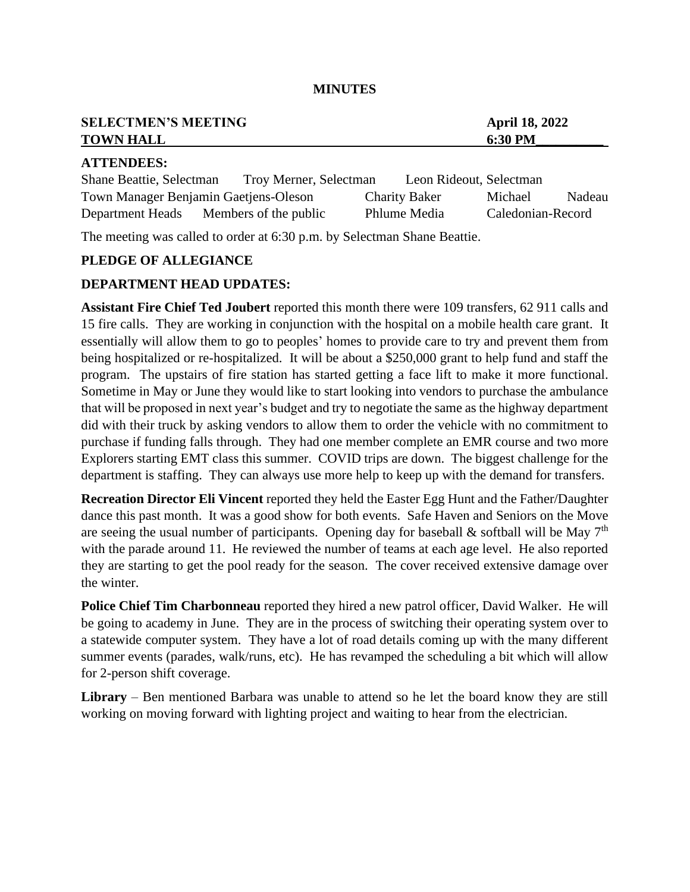**MINUTES**

**SELECTMEN'S MEETING** **April 18, 2022**
**TOWN HALL** **6:30 PM**

**ATTENDEES:**

Shane Beattie, Selectman  Troy Merner, Selectman  Leon Rideout, Selectman
Town Manager Benjamin Gaetjens-Oleson  Charity Baker  Michael Nadeau
Department Heads  Members of the public  Phlume Media  Caledonian-Record

The meeting was called to order at 6:30 p.m. by Selectman Shane Beattie.

**PLEDGE OF ALLEGIANCE**

**DEPARTMENT HEAD UPDATES:**

**Assistant Fire Chief Ted Joubert** reported this month there were 109 transfers, 62 911 calls and 15 fire calls. They are working in conjunction with the hospital on a mobile health care grant. It essentially will allow them to go to peoples' homes to provide care to try and prevent them from being hospitalized or re-hospitalized. It will be about a $250,000 grant to help fund and staff the program. The upstairs of fire station has started getting a face lift to make it more functional. Sometime in May or June they would like to start looking into vendors to purchase the ambulance that will be proposed in next year's budget and try to negotiate the same as the highway department did with their truck by asking vendors to allow them to order the vehicle with no commitment to purchase if funding falls through. They had one member complete an EMR course and two more Explorers starting EMT class this summer. COVID trips are down. The biggest challenge for the department is staffing. They can always use more help to keep up with the demand for transfers.

**Recreation Director Eli Vincent** reported they held the Easter Egg Hunt and the Father/Daughter dance this past month. It was a good show for both events. Safe Haven and Seniors on the Move are seeing the usual number of participants. Opening day for baseball & softball will be May 7th with the parade around 11. He reviewed the number of teams at each age level. He also reported they are starting to get the pool ready for the season. The cover received extensive damage over the winter.

**Police Chief Tim Charbonneau** reported they hired a new patrol officer, David Walker. He will be going to academy in June. They are in the process of switching their operating system over to a statewide computer system. They have a lot of road details coming up with the many different summer events (parades, walk/runs, etc). He has revamped the scheduling a bit which will allow for 2-person shift coverage.

**Library** – Ben mentioned Barbara was unable to attend so he let the board know they are still working on moving forward with lighting project and waiting to hear from the electrician.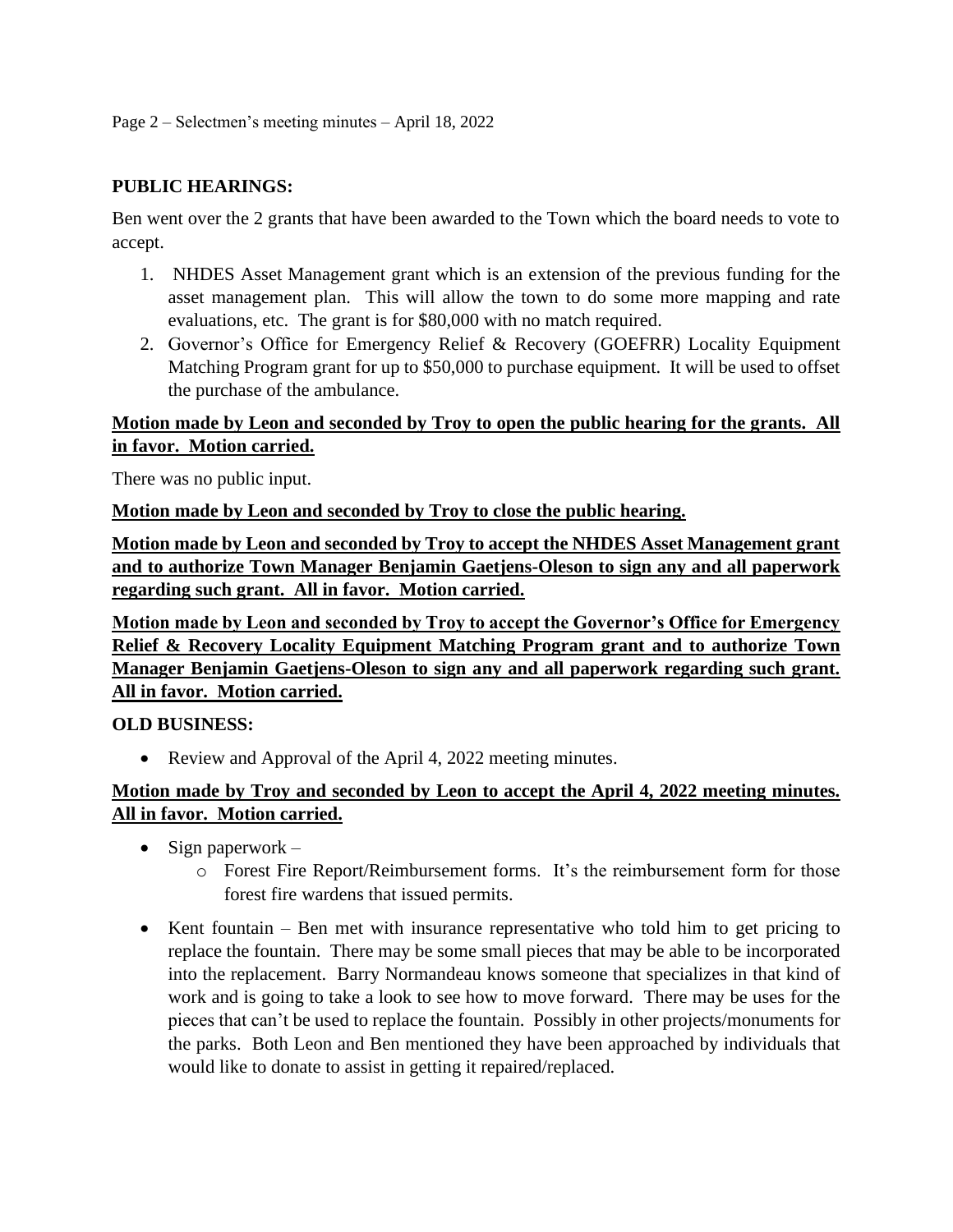**PUBLIC HEARINGS:**

Ben went over the 2 grants that have been awarded to the Town which the board needs to vote to accept.

1. NHDES Asset Management grant which is an extension of the previous funding for the asset management plan. This will allow the town to do some more mapping and rate evaluations, etc. The grant is for $80,000 with no match required.
2. Governor's Office for Emergency Relief & Recovery (GOEFRR) Locality Equipment Matching Program grant for up to $50,000 to purchase equipment. It will be used to offset the purchase of the ambulance.

**Motion made by Leon and seconded by Troy to open the public hearing for the grants. All in favor. Motion carried.**

There was no public input.

**Motion made by Leon and seconded by Troy to close the public hearing.**

**Motion made by Leon and seconded by Troy to accept the NHDES Asset Management grant and to authorize Town Manager Benjamin Gaetjens-Oleson to sign any and all paperwork regarding such grant. All in favor. Motion carried.**

**Motion made by Leon and seconded by Troy to accept the Governor's Office for Emergency Relief & Recovery Locality Equipment Matching Program grant and to authorize Town Manager Benjamin Gaetjens-Oleson to sign any and all paperwork regarding such grant. All in favor. Motion carried.**

**OLD BUSINESS:**

- Review and Approval of the April 4, 2022 meeting minutes.

**Motion made by Troy and seconded by Leon to accept the April 4, 2022 meeting minutes. All in favor. Motion carried.**

- Sign paperwork –
  - Forest Fire Report/Reimbursement forms. It's the reimbursement form for those forest fire wardens that issued permits.
- Kent fountain – Ben met with insurance representative who told him to get pricing to replace the fountain. There may be some small pieces that may be able to be incorporated into the replacement. Barry Normandeau knows someone that specializes in that kind of work and is going to take a look to see how to move forward. There may be uses for the pieces that can't be used to replace the fountain. Possibly in other projects/monuments for the parks. Both Leon and Ben mentioned they have been approached by individuals that would like to donate to assist in getting it repaired/replaced.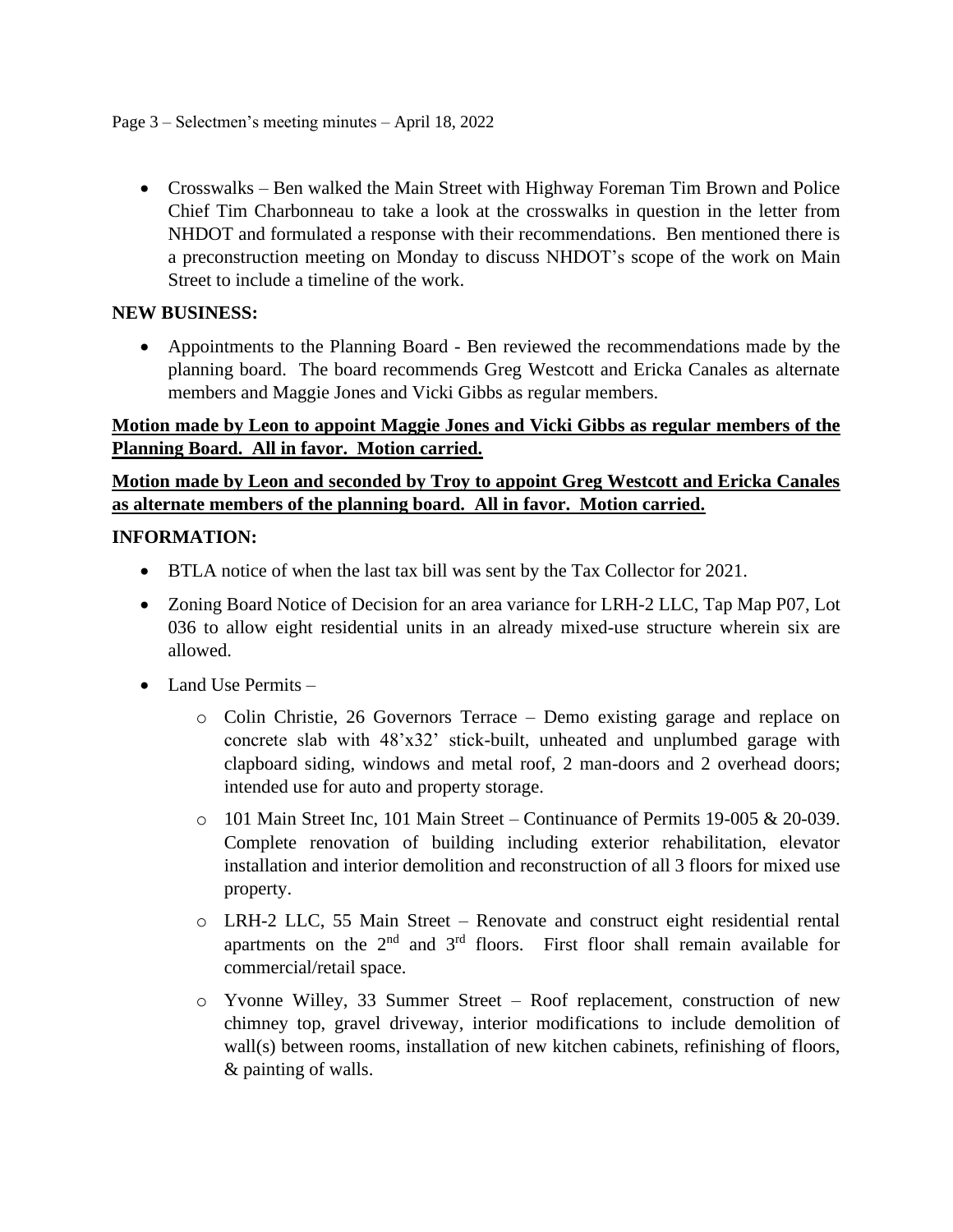- Crosswalks – Ben walked the Main Street with Highway Foreman Tim Brown and Police Chief Tim Charbonneau to take a look at the crosswalks in question in the letter from NHDOT and formulated a response with their recommendations. Ben mentioned there is a preconstruction meeting on Monday to discuss NHDOT's scope of the work on Main Street to include a timeline of the work.

**NEW BUSINESS:**

- Appointments to the Planning Board - Ben reviewed the recommendations made by the planning board. The board recommends Greg Westcott and Ericka Canales as alternate members and Maggie Jones and Vicki Gibbs as regular members.

<u>**Motion made by Leon to appoint Maggie Jones and Vicki Gibbs as regular members of the Planning Board. All in favor. Motion carried.**</u>

<u>**Motion made by Leon and seconded by Troy to appoint Greg Westcott and Ericka Canales as alternate members of the planning board. All in favor. Motion carried.**</u>

**INFORMATION:**

- BTLA notice of when the last tax bill was sent by the Tax Collector for 2021.
- Zoning Board Notice of Decision for an area variance for LRH-2 LLC, Tap Map P07, Lot 036 to allow eight residential units in an already mixed-use structure wherein six are allowed.
- Land Use Permits –
  - Colin Christie, 26 Governors Terrace – Demo existing garage and replace on concrete slab with 48'x32' stick-built, unheated and unplumbed garage with clapboard siding, windows and metal roof, 2 man-doors and 2 overhead doors; intended use for auto and property storage.
  - 101 Main Street Inc, 101 Main Street – Continuance of Permits 19-005 & 20-039. Complete renovation of building including exterior rehabilitation, elevator installation and interior demolition and reconstruction of all 3 floors for mixed use property.
  - LRH-2 LLC, 55 Main Street – Renovate and construct eight residential rental apartments on the 2nd and 3rd floors. First floor shall remain available for commercial/retail space.
  - Yvonne Willey, 33 Summer Street – Roof replacement, construction of new chimney top, gravel driveway, interior modifications to include demolition of wall(s) between rooms, installation of new kitchen cabinets, refinishing of floors, & painting of walls.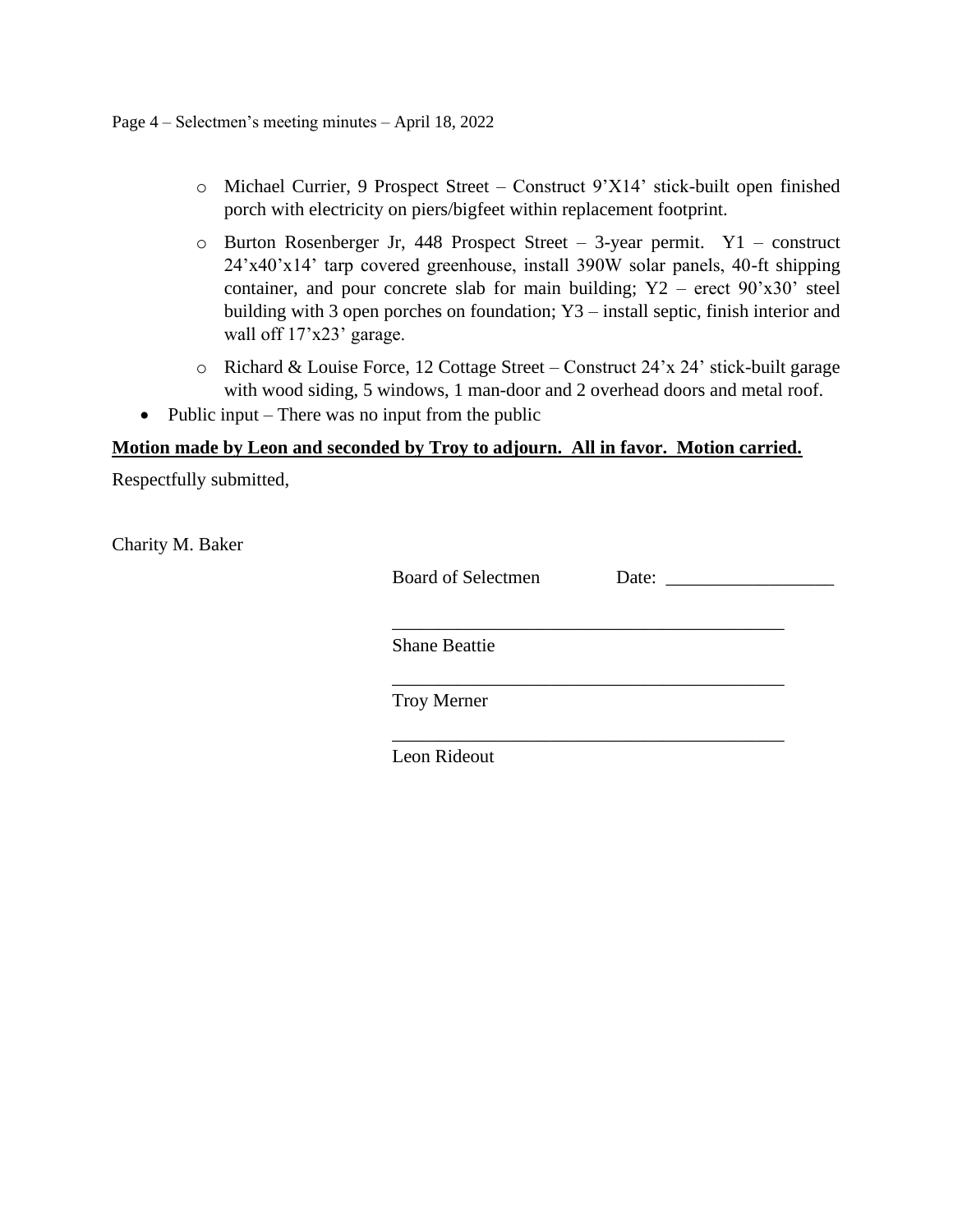- Michael Currier, 9 Prospect Street – Construct 9'X14' stick-built open finished porch with electricity on piers/bigfeet within replacement footprint.
  - Burton Rosenberger Jr, 448 Prospect Street – 3-year permit. Y1 – construct 24'x40'x14' tarp covered greenhouse, install 390W solar panels, 40-ft shipping container, and pour concrete slab for main building; Y2 – erect 90'x30' steel building with 3 open porches on foundation; Y3 – install septic, finish interior and wall off 17'x23' garage.
  - Richard & Louise Force, 12 Cottage Street – Construct 24'x 24' stick-built garage with wood siding, 5 windows, 1 man-door and 2 overhead doors and metal roof.
- Public input – There was no input from the public

**Motion made by Leon and seconded by Troy to adjourn. All in favor. Motion carried.**

Respectfully submitted,

Charity M. Baker

Board of Selectmen Date: __________________

___________________________________________
Shane Beattie

___________________________________________
Troy Merner

___________________________________________
Leon Rideout